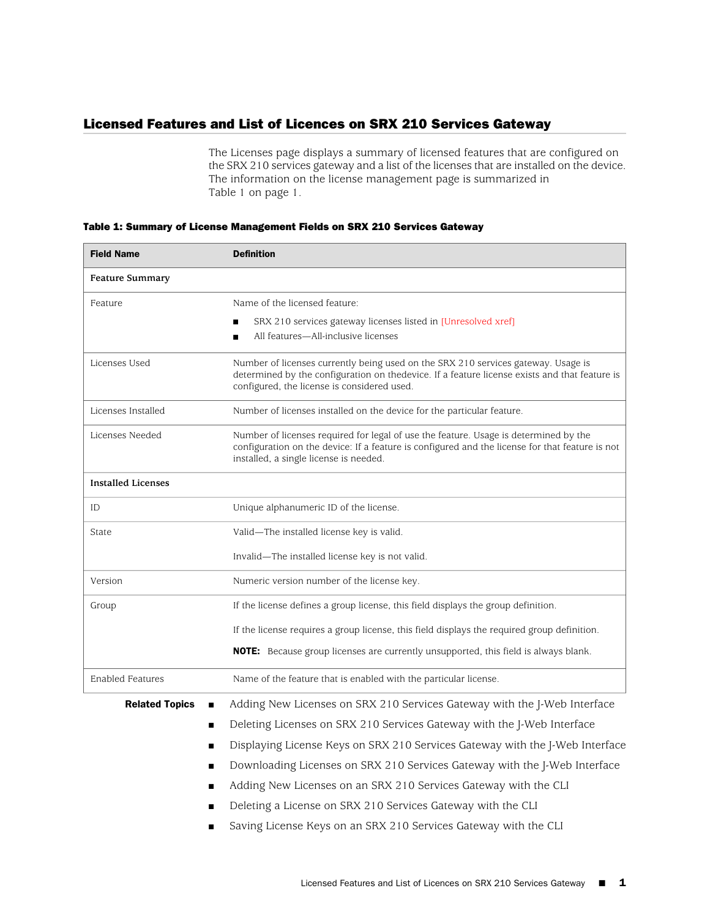## Licensed Features and List of Licences on SRX 210 Services Gateway

The Licenses page displays a summary of licensed features that are configured on the SRX 210 services gateway and a list of the licenses that are installed on the device. The information on the license management page is summarized in Table 1 on page 1.

**Table 1: Summary of License Management Fields on SRX 210 Services Gateway**

| Field Name | Definition |
|---|---|
| **Feature Summary** | |
| Feature | Name of the licensed feature:<br>■ SRX 210 services gateway licenses listed in [Unresolved xref]<br>■ All features—All-inclusive licenses |
| Licenses Used | Number of licenses currently being used on the SRX 210 services gateway. Usage is determined by the configuration on thedevice. If a feature license exists and that feature is configured, the license is considered used. |
| Licenses Installed | Number of licenses installed on the device for the particular feature. |
| Licenses Needed | Number of licenses required for legal of use the feature. Usage is determined by the configuration on the device: If a feature is configured and the license for that feature is not installed, a single license is needed. |
| **Installed Licenses** | |
| ID | Unique alphanumeric ID of the license. |
| State | Valid—The installed license key is valid.<br><br>Invalid—The installed license key is not valid. |
| Version | Numeric version number of the license key. |
| Group | If the license defines a group license, this field displays the group definition.<br><br>If the license requires a group license, this field displays the required group definition.<br><br>**NOTE:** Because group licenses are currently unsupported, this field is always blank. |
| Enabled Features | Name of the feature that is enabled with the particular license. |

**Related Topics**

- Adding New Licenses on SRX 210 Services Gateway with the J-Web Interface
- Deleting Licenses on SRX 210 Services Gateway with the J-Web Interface
- Displaying License Keys on SRX 210 Services Gateway with the J-Web Interface
- Downloading Licenses on SRX 210 Services Gateway with the J-Web Interface
- Adding New Licenses on an SRX 210 Services Gateway with the CLI
- Deleting a License on SRX 210 Services Gateway with the CLI
- Saving License Keys on an SRX 210 Services Gateway with the CLI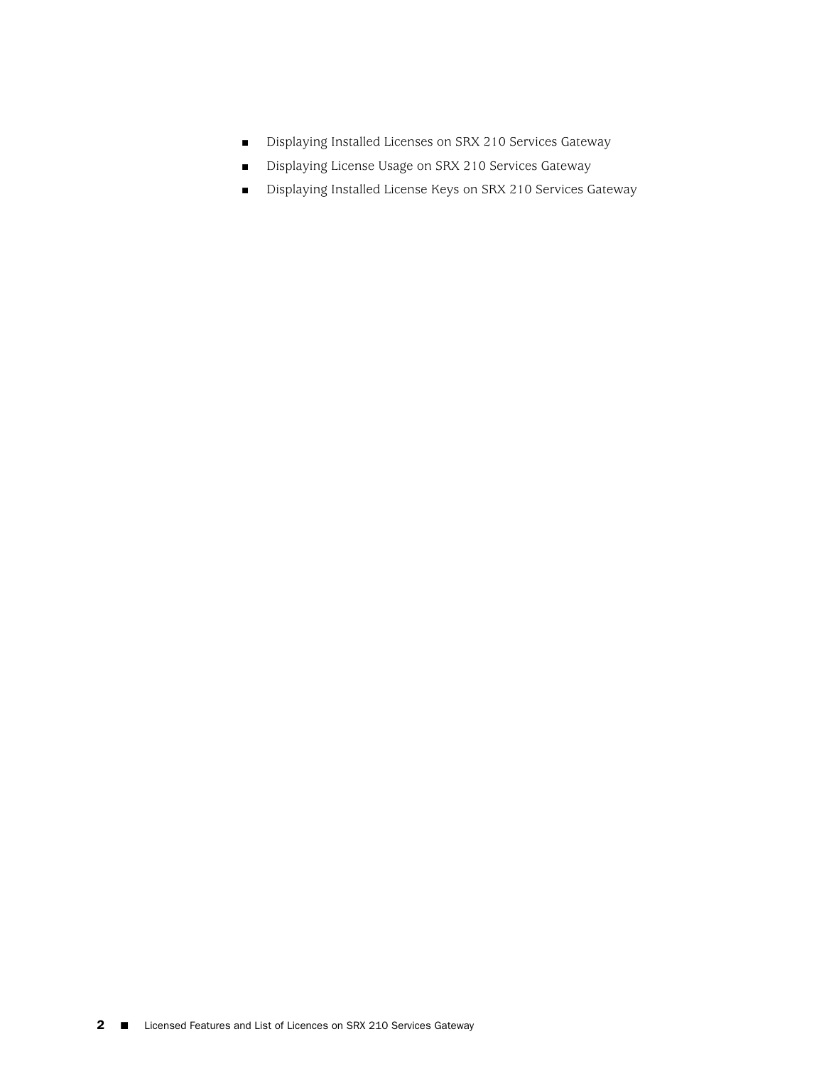- Displaying Installed Licenses on SRX 210 Services Gateway
- Displaying License Usage on SRX 210 Services Gateway
- Displaying Installed License Keys on SRX 210 Services Gateway